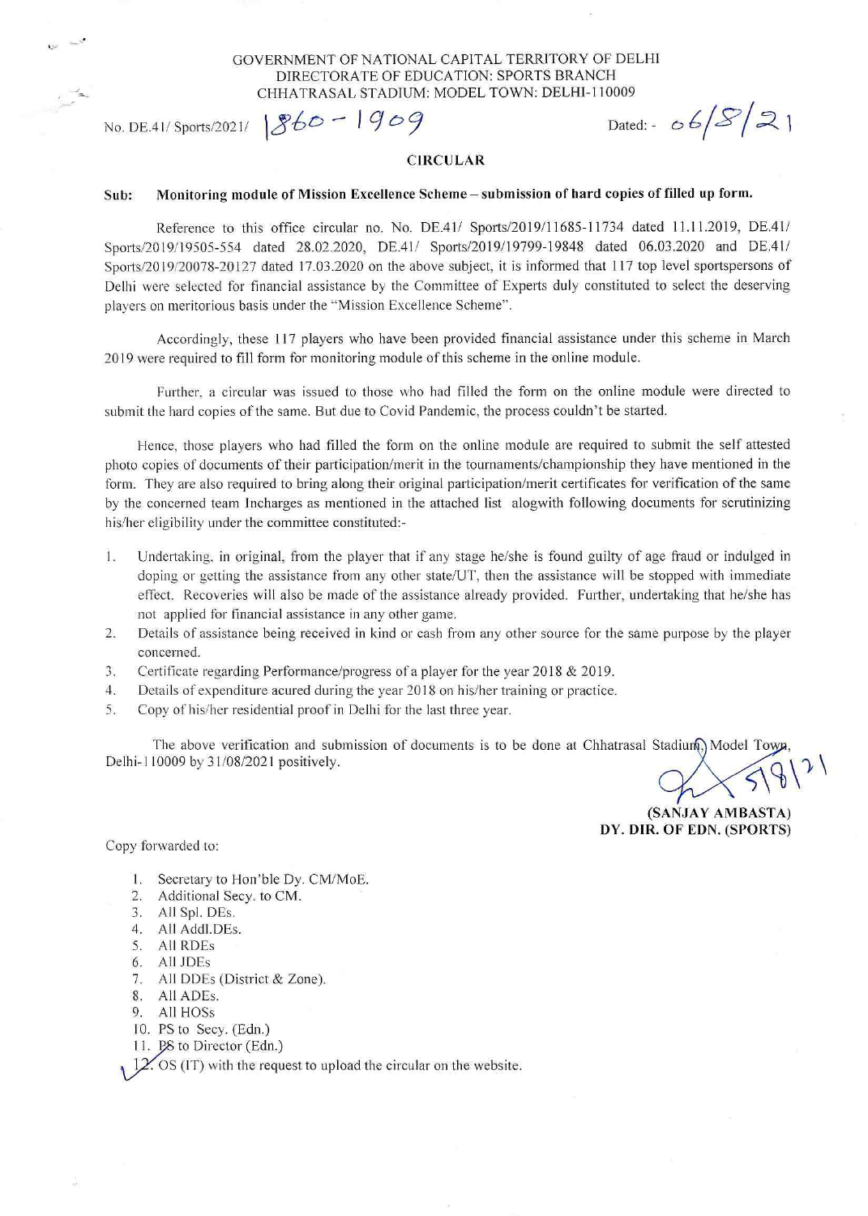GOVERNMENT OF NATIONAL CAPITAL TERRITORY OF DELHI
DIRECTORATE OF EDUCATION: SPORTS BRANCH
CHHATRASAL STADIUM: MODEL TOWN: DELHI-110009

No. DE.41/ Sports/2021/ 1860 - 1909 Dated: - 06/8/21

**CIRCULAR**

**Sub: Monitoring module of Mission Excellence Scheme – submission of hard copies of filled up form.**

Reference to this office circular no. No. DE.41/ Sports/2019/11685-11734 dated 11.11.2019, DE.41/ Sports/2019/19505-554 dated 28.02.2020, DE.41/ Sports/2019/19799-19848 dated 06.03.2020 and DE.41/ Sports/2019/20078-20127 dated 17.03.2020 on the above subject, it is informed that 117 top level sportspersons of Delhi were selected for financial assistance by the Committee of Experts duly constituted to select the deserving players on meritorious basis under the "Mission Excellence Scheme".

Accordingly, these 117 players who have been provided financial assistance under this scheme in March 2019 were required to fill form for monitoring module of this scheme in the online module.

Further, a circular was issued to those who had filled the form on the online module were directed to submit the hard copies of the same. But due to Covid Pandemic, the process couldn't be started.

Hence, those players who had filled the form on the online module are required to submit the self attested photo copies of documents of their participation/merit in the tournaments/championship they have mentioned in the form. They are also required to bring along their original participation/merit certificates for verification of the same by the concerned team Incharges as mentioned in the attached list alogwith following documents for scrutinizing his/her eligibility under the committee constituted:-

1. Undertaking, in original, from the player that if any stage he/she is found guilty of age fraud or indulged in doping or getting the assistance from any other state/UT, then the assistance will be stopped with immediate effect. Recoveries will also be made of the assistance already provided. Further, undertaking that he/she has not applied for financial assistance in any other game.
2. Details of assistance being received in kind or cash from any other source for the same purpose by the player concerned.
3. Certificate regarding Performance/progress of a player for the year 2018 & 2019.
4. Details of expenditure acured during the year 2018 on his/her training or practice.
5. Copy of his/her residential proof in Delhi for the last three year.

The above verification and submission of documents is to be done at Chhatrasal Stadium, Model Town, Delhi-110009 by 31/08/2021 positively.

5/8/21

**(SANJAY AMBASTA)**
**DY. DIR. OF EDN. (SPORTS)**

Copy forwarded to:

1. Secretary to Hon'ble Dy. CM/MoE.
2. Additional Secy. to CM.
3. All Spl. DEs.
4. All Addl.DEs.
5. All RDEs
6. All JDEs
7. All DDEs (District & Zone).
8. All ADEs.
9. All HOSs
10. PS to Secy. (Edn.)
11. PS to Director (Edn.)
12. OS (IT) with the request to upload the circular on the website.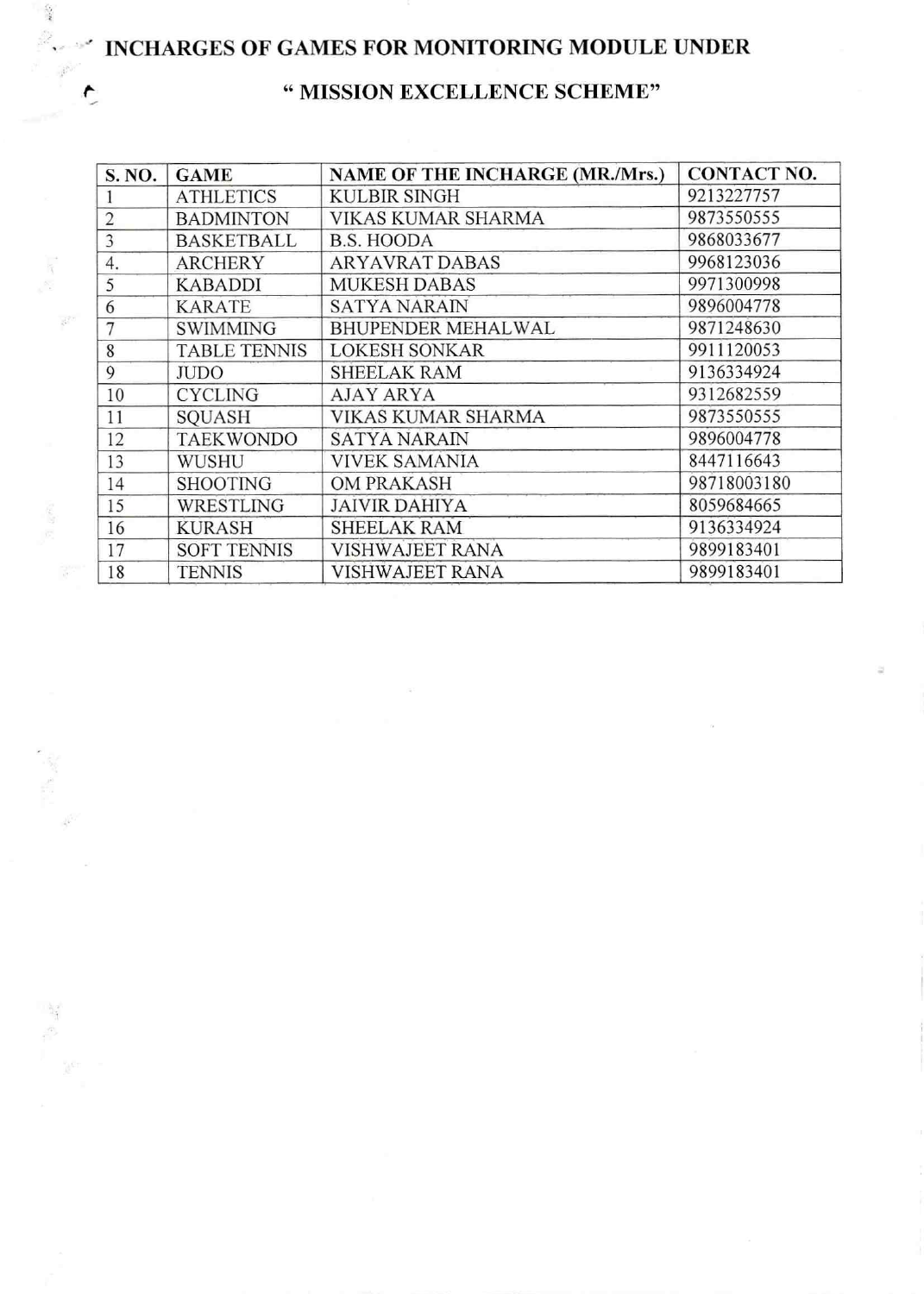# INCHARGES OF GAMES FOR MONITORING MODULE UNDER

# " MISSION EXCELLENCE SCHEME"

| S. NO. | GAME | NAME OF THE INCHARGE (MR./Mrs.) | CONTACT NO. |
|---|---|---|---|
| 1 | ATHLETICS | KULBIR SINGH | 9213227757 |
| 2 | BADMINTON | VIKAS KUMAR SHARMA | 9873550555 |
| 3 | BASKETBALL | B.S. HOODA | 9868033677 |
| 4. | ARCHERY | ARYAVRAT DABAS | 9968123036 |
| 5 | KABADDI | MUKESH DABAS | 9971300998 |
| 6 | KARATE | SATYA NARAIN | 9896004778 |
| 7 | SWIMMING | BHUPENDER MEHALWAL | 9871248630 |
| 8 | TABLE TENNIS | LOKESH SONKAR | 9911120053 |
| 9 | JUDO | SHEELAK RAM | 9136334924 |
| 10 | CYCLING | AJAY ARYA | 9312682559 |
| 11 | SQUASH | VIKAS KUMAR SHARMA | 9873550555 |
| 12 | TAEKWONDO | SATYA NARAIN | 9896004778 |
| 13 | WUSHU | VIVEK SAMANIA | 8447116643 |
| 14 | SHOOTING | OM PRAKASH | 98718003180 |
| 15 | WRESTLING | JAIVIR DAHIYA | 8059684665 |
| 16 | KURASH | SHEELAK RAM | 9136334924 |
| 17 | SOFT TENNIS | VISHWAJEET RANA | 9899183401 |
| 18 | TENNIS | VISHWAJEET RANA | 9899183401 |